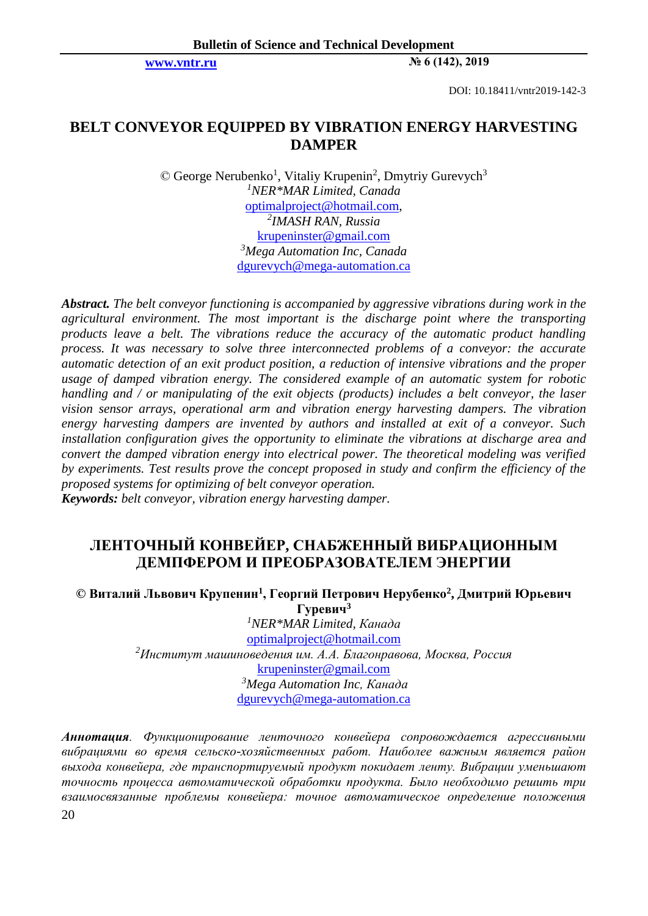DOI: 10.18411/vntr2019-142-3

# BELT CONVEYOR EQUIPPED BY VIBRATION ENERGY HARVESTING DAMPER

© George Nerubenko[1], Vitaliy Krupenin[2], Dmytriy Gurevych[3]

[1]*NER\*MAR Limited, Canada*

optimalproject@hotmail.com,

[2]*IMASH RAN, Russia*

krupeninster@gmail.com

[3]*Mega Automation Inc, Canada*

dgurevych@mega-automation.ca

***Abstract.*** *The belt conveyor functioning is accompanied by aggressive vibrations during work in the agricultural environment. The most important is the discharge point where the transporting products leave a belt. The vibrations reduce the accuracy of the automatic product handling process. It was necessary to solve three interconnected problems of a conveyor: the accurate automatic detection of an exit product position, a reduction of intensive vibrations and the proper usage of damped vibration energy. The considered example of an automatic system for robotic handling and / or manipulating of the exit objects (products) includes a belt conveyor, the laser vision sensor arrays, operational arm and vibration energy harvesting dampers. The vibration energy harvesting dampers are invented by authors and installed at exit of a conveyor. Such installation configuration gives the opportunity to eliminate the vibrations at discharge area and convert the damped vibration energy into electrical power. The theoretical modeling was verified by experiments. Test results prove the concept proposed in study and confirm the efficiency of the proposed systems for optimizing of belt conveyor operation.*

***Keywords:*** *belt conveyor, vibration energy harvesting damper.*

# ЛЕНТОЧНЫЙ КОНВЕЙЕР, СНАБЖЕННЫЙ ВИБРАЦИОННЫМ ДЕМПФЕРОМ И ПРЕОБРАЗОВАТЕЛЕМ ЭНЕРГИИ

**© Виталий Львович Крупенин[1], Георгий Петрович Нерубенко[2], Дмитрий Юрьевич Гуревич[3]**

[1]*NER\*MAR Limited, Канада*

optimalproject@hotmail.com

[2]*Институт машиноведения им. А.А. Благонравова, Москва, Россия*

krupeninster@gmail.com

[3]*Mega Automation Inc, Канада*

dgurevych@mega-automation.ca

***Аннотация***. *Функционирование ленточного конвейера сопровождается агрессивными вибрациями во время сельско-хозяйственных работ. Наиболее важным является район выхода конвейера, где транспортируемый продукт покидает ленту. Вибрации уменьшают точность процесса автоматической обработки продукта. Было необходимо решить три взаимосвязанные проблемы конвейера: точное автоматическое определение положения*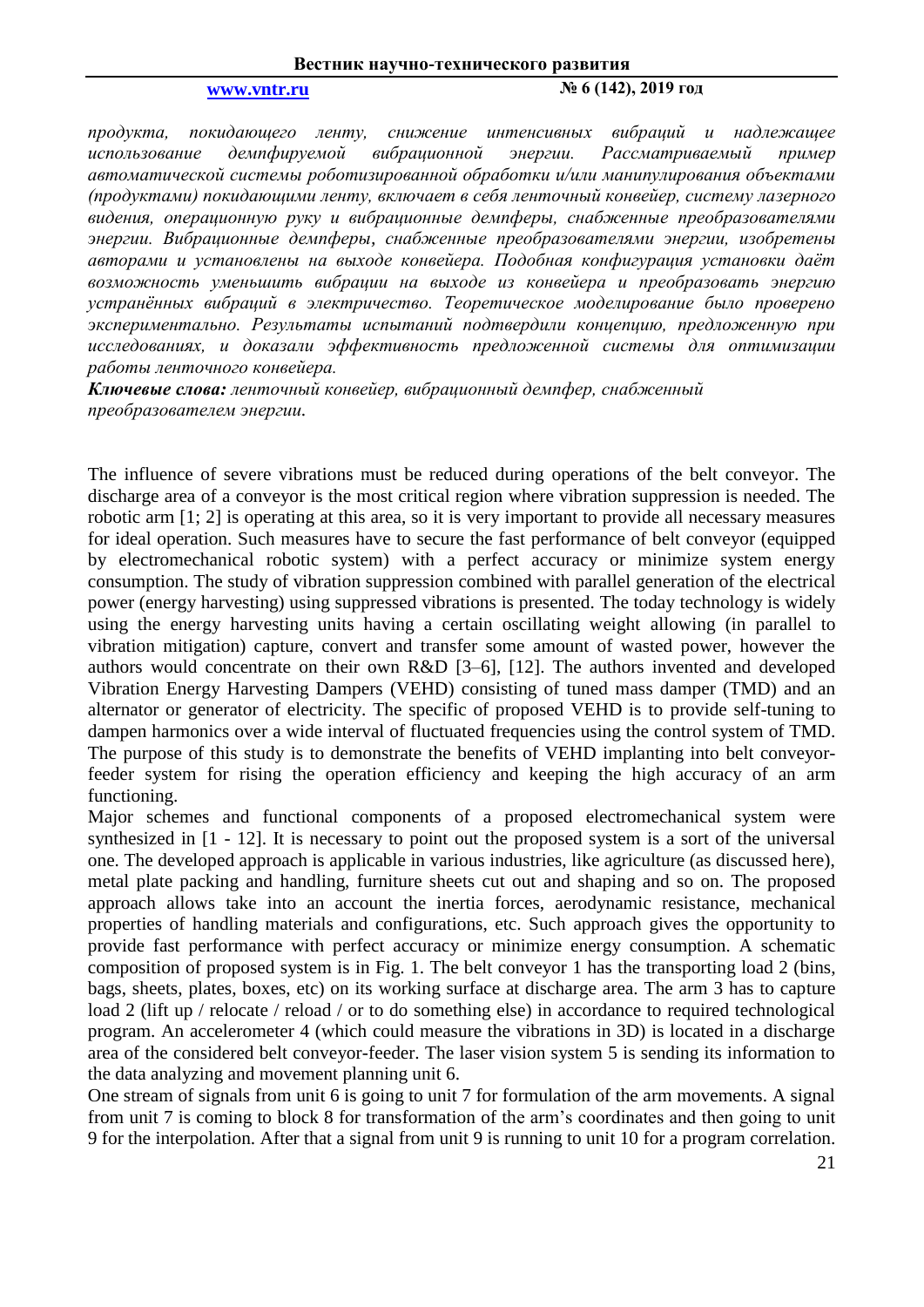*продукта, покидающего ленту, снижение интенсивных вибраций и надлежащее использование демпфируемой вибрационной энергии. Рассматриваемый пример автоматической системы роботизированной обработки и/или манипулирования объектами (продуктами) покидающими ленту, включает в себя ленточный конвейер, систему лазерного видения, операционную руку и вибрационные демпферы, снабженные преобразователями энергии. Вибрационные демпферы, снабженные преобразователями энергии, изобретены авторами и установлены на выходе конвейера. Подобная конфигурация установки даёт возможность уменьшить вибрации на выходе из конвейера и преобразовать энергию устранённых вибраций в электричество. Теоретическое моделирование было проверено экспериментально. Результаты испытаний подтвердили концепцию, предложенную при исследованиях, и доказали эффективность предложенной системы для оптимизации работы ленточного конвейера.*

***Ключевые слова:*** *ленточный конвейер, вибрационный демпфер, снабженный преобразователем энергии.*

The influence of severe vibrations must be reduced during operations of the belt conveyor. The discharge area of a conveyor is the most critical region where vibration suppression is needed. The robotic arm [1; 2] is operating at this area, so it is very important to provide all necessary measures for ideal operation. Such measures have to secure the fast performance of belt conveyor (equipped by electromechanical robotic system) with a perfect accuracy or minimize system energy consumption. The study of vibration suppression combined with parallel generation of the electrical power (energy harvesting) using suppressed vibrations is presented. The today technology is widely using the energy harvesting units having a certain oscillating weight allowing (in parallel to vibration mitigation) capture, convert and transfer some amount of wasted power, however the authors would concentrate on their own R&D [3–6], [12]. The authors invented and developed Vibration Energy Harvesting Dampers (VEHD) consisting of tuned mass damper (TMD) and an alternator or generator of electricity. The specific of proposed VEHD is to provide self-tuning to dampen harmonics over a wide interval of fluctuated frequencies using the control system of TMD. The purpose of this study is to demonstrate the benefits of VEHD implanting into belt conveyor-feeder system for rising the operation efficiency and keeping the high accuracy of an arm functioning.

Major schemes and functional components of a proposed electromechanical system were synthesized in [1 - 12]. It is necessary to point out the proposed system is a sort of the universal one. The developed approach is applicable in various industries, like agriculture (as discussed here), metal plate packing and handling, furniture sheets cut out and shaping and so on. The proposed approach allows take into an account the inertia forces, aerodynamic resistance, mechanical properties of handling materials and configurations, etc. Such approach gives the opportunity to provide fast performance with perfect accuracy or minimize energy consumption. A schematic composition of proposed system is in Fig. 1. The belt conveyor 1 has the transporting load 2 (bins, bags, sheets, plates, boxes, etc) on its working surface at discharge area. The arm 3 has to capture load 2 (lift up / relocate / reload / or to do something else) in accordance to required technological program. An accelerometer 4 (which could measure the vibrations in 3D) is located in a discharge area of the considered belt conveyor-feeder. The laser vision system 5 is sending its information to the data analyzing and movement planning unit 6.

One stream of signals from unit 6 is going to unit 7 for formulation of the arm movements. A signal from unit 7 is coming to block 8 for transformation of the arm's coordinates and then going to unit 9 for the interpolation. After that a signal from unit 9 is running to unit 10 for a program correlation.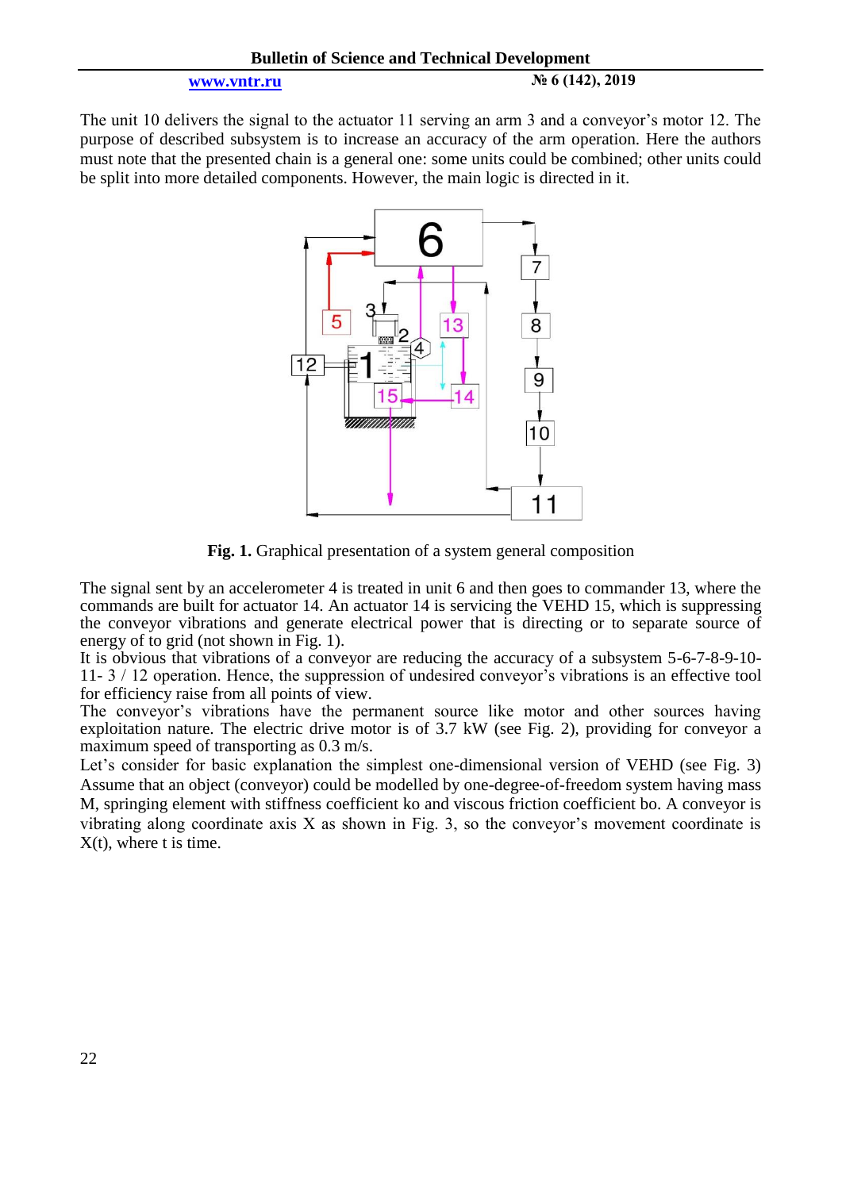The unit 10 delivers the signal to the actuator 11 serving an arm 3 and a conveyor's motor 12. The purpose of described subsystem is to increase an accuracy of the arm operation. Here the authors must note that the presented chain is a general one: some units could be combined; other units could be split into more detailed components. However, the main logic is directed in it.

**Fig. 1.** Graphical presentation of a system general composition

The signal sent by an accelerometer 4 is treated in unit 6 and then goes to commander 13, where the commands are built for actuator 14. An actuator 14 is servicing the VEHD 15, which is suppressing the conveyor vibrations and generate electrical power that is directing or to separate source of energy of to grid (not shown in Fig. 1).

It is obvious that vibrations of a conveyor are reducing the accuracy of a subsystem 5-6-7-8-9-10-11- 3 / 12 operation. Hence, the suppression of undesired conveyor's vibrations is an effective tool for efficiency raise from all points of view.

The conveyor's vibrations have the permanent source like motor and other sources having exploitation nature. The electric drive motor is of 3.7 kW (see Fig. 2), providing for conveyor a maximum speed of transporting as 0.3 m/s.

Let's consider for basic explanation the simplest one-dimensional version of VEHD (see Fig. 3) Assume that an object (conveyor) could be modelled by one-degree-of-freedom system having mass M, springing element with stiffness coefficient ko and viscous friction coefficient bo. A conveyor is vibrating along coordinate axis X as shown in Fig. 3, so the conveyor's movement coordinate is X(t), where t is time.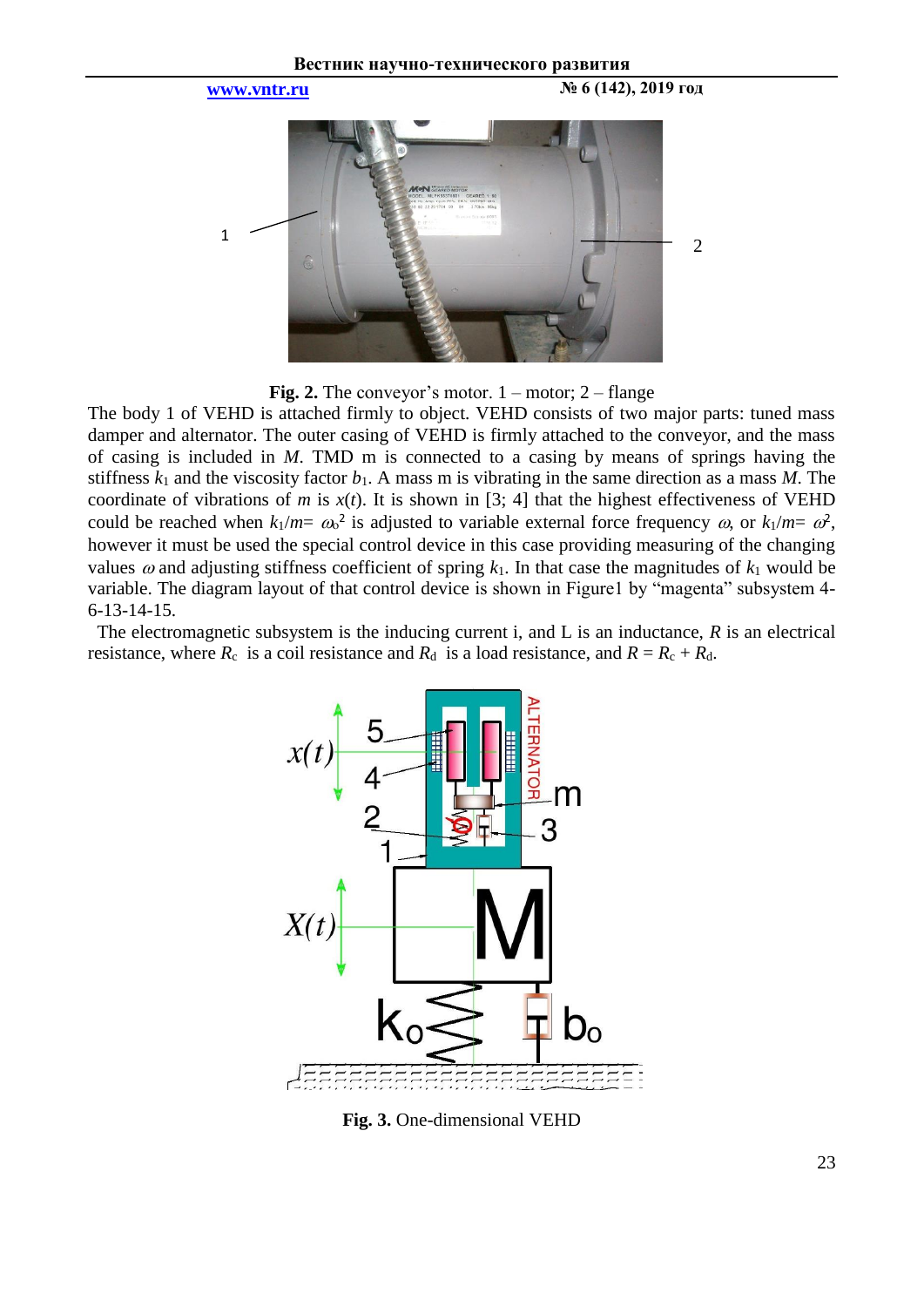**Fig. 2.** The conveyor's motor. 1 – motor; 2 – flange

The body 1 of VEHD is attached firmly to object. VEHD consists of two major parts: tuned mass damper and alternator. The outer casing of VEHD is firmly attached to the conveyor, and the mass of casing is included in $M$. TMD m is connected to a casing by means of springs having the stiffness $k_1$ and the viscosity factor $b_1$. A mass m is vibrating in the same direction as a mass $M$. The coordinate of vibrations of $m$ is $x(t)$. It is shown in [3; 4] that the highest effectiveness of VEHD could be reached when $k_1/m = \omega_o^2$ is adjusted to variable external force frequency $\omega$, or $k_1/m = \omega^2$, however it must be used the special control device in this case providing measuring of the changing values $\omega$ and adjusting stiffness coefficient of spring $k_1$. In that case the magnitudes of $k_1$ would be variable. The diagram layout of that control device is shown in Figure1 by "magenta" subsystem 4-6-13-14-15.

The electromagnetic subsystem is the inducing current i, and L is an inductance, $R$ is an electrical resistance, where $R_c$ is a coil resistance and $R_d$ is a load resistance, and $R = R_c + R_d$.

**Fig. 3.** One-dimensional VEHD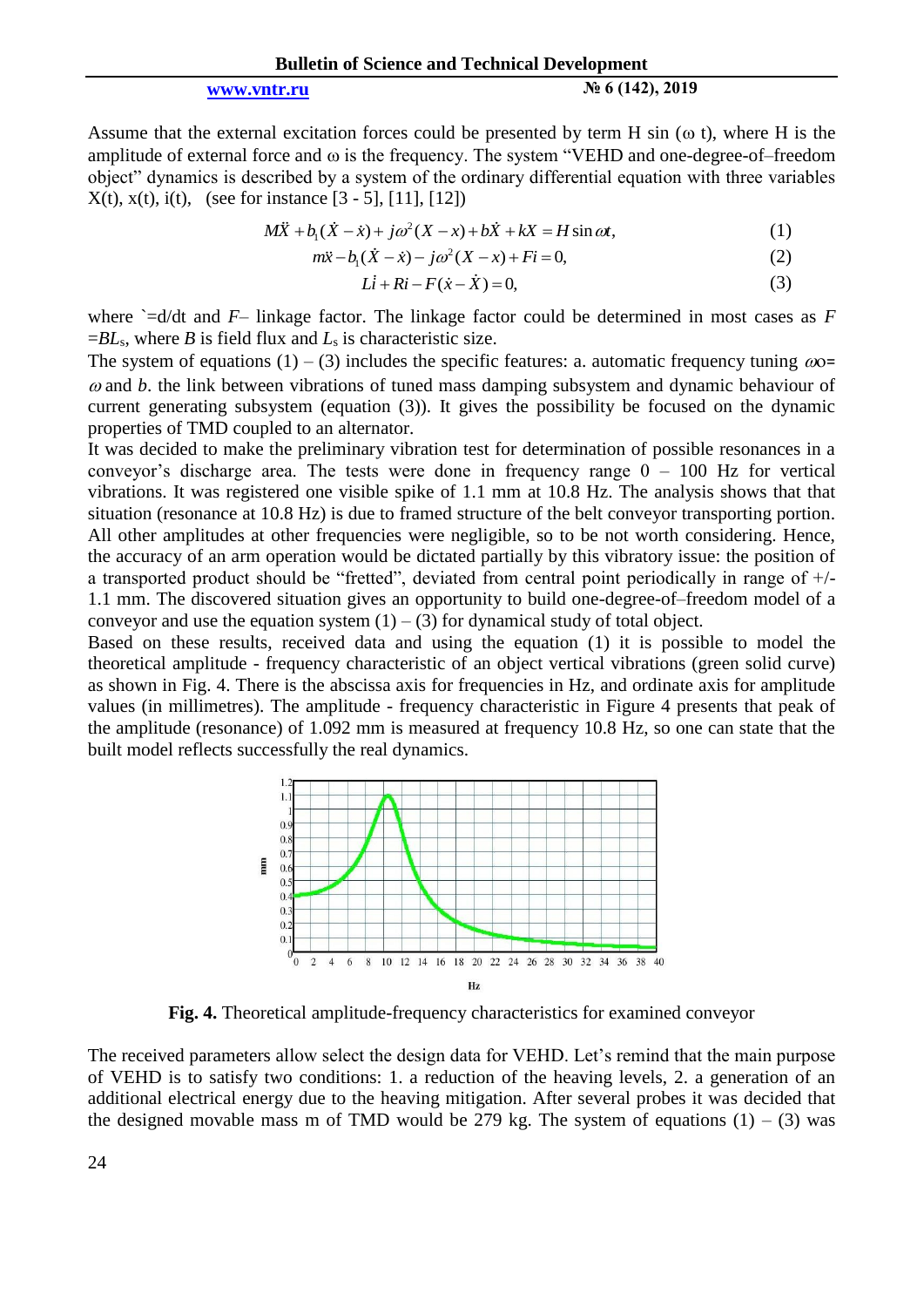Assume that the external excitation forces could be presented by term H sin (ω t), where H is the amplitude of external force and ω is the frequency. The system "VEHD and one-degree-of–freedom object" dynamics is described by a system of the ordinary differential equation with three variables X(t), x(t), i(t), (see for instance [3 - 5], [11], [12])

$$M\ddot{X} + b_1(\dot{X} - \dot{x}) + j\omega^2(X - x) + b\dot{X} + kX = H\sin\omega t, \quad (1)$$

$$m\ddot{x} - b_1(\dot{X} - \dot{x}) - j\omega^2(X - x) + Fi = 0, \quad (2)$$

$$L\dot{i} + Ri - F(\dot{x} - \dot{X}) = 0, \quad (3)$$

where `=d/dt and *F*– linkage factor. The linkage factor could be determined in most cases as $F = BL_s$, where *B* is field flux and $L_s$ is characteristic size.

The system of equations (1) – (3) includes the specific features: a. automatic frequency tuning $\omega_0 = \omega$ and *b*. the link between vibrations of tuned mass damping subsystem and dynamic behaviour of current generating subsystem (equation (3)). It gives the possibility be focused on the dynamic properties of TMD coupled to an alternator.

It was decided to make the preliminary vibration test for determination of possible resonances in a conveyor's discharge area. The tests were done in frequency range 0 – 100 Hz for vertical vibrations. It was registered one visible spike of 1.1 mm at 10.8 Hz. The analysis shows that that situation (resonance at 10.8 Hz) is due to framed structure of the belt conveyor transporting portion. All other amplitudes at other frequencies were negligible, so to be not worth considering. Hence, the accuracy of an arm operation would be dictated partially by this vibratory issue: the position of a transported product should be "fretted", deviated from central point periodically in range of +/- 1.1 mm. The discovered situation gives an opportunity to build one-degree-of–freedom model of a conveyor and use the equation system (1) – (3) for dynamical study of total object.

Based on these results, received data and using the equation (1) it is possible to model the theoretical amplitude - frequency characteristic of an object vertical vibrations (green solid curve) as shown in Fig. 4. There is the abscissa axis for frequencies in Hz, and ordinate axis for amplitude values (in millimetres). The amplitude - frequency characteristic in Figure 4 presents that peak of the amplitude (resonance) of 1.092 mm is measured at frequency 10.8 Hz, so one can state that the built model reflects successfully the real dynamics.

**Fig. 4.** Theoretical amplitude-frequency characteristics for examined conveyor

The received parameters allow select the design data for VEHD. Let's remind that the main purpose of VEHD is to satisfy two conditions: 1. a reduction of the heaving levels, 2. a generation of an additional electrical energy due to the heaving mitigation. After several probes it was decided that the designed movable mass m of TMD would be 279 kg. The system of equations (1) – (3) was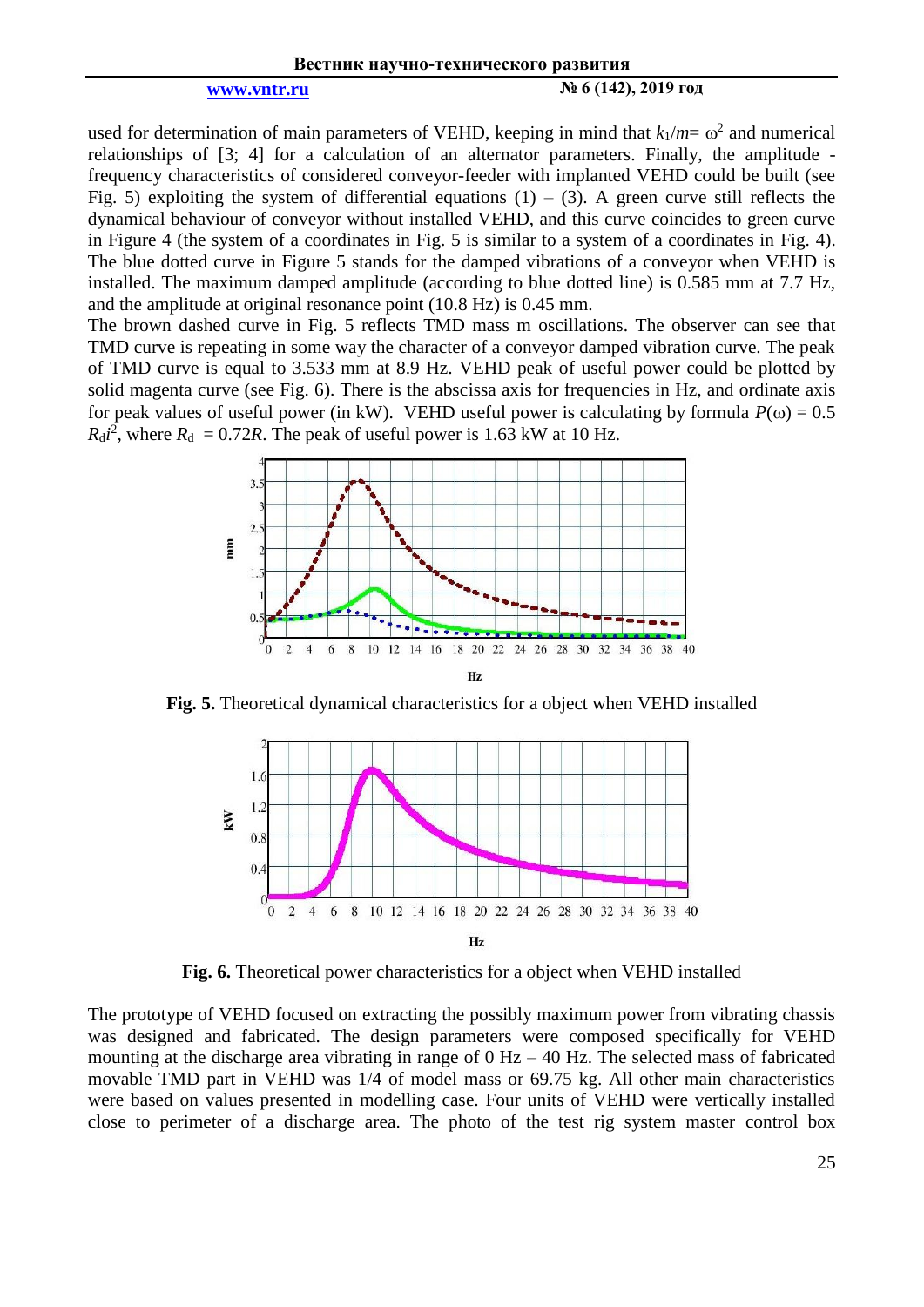used for determination of main parameters of VEHD, keeping in mind that $k_1/m = \omega^2$ and numerical relationships of [3; 4] for a calculation of an alternator parameters. Finally, the amplitude - frequency characteristics of considered conveyor-feeder with implanted VEHD could be built (see Fig. 5) exploiting the system of differential equations (1) – (3). A green curve still reflects the dynamical behaviour of conveyor without installed VEHD, and this curve coincides to green curve in Figure 4 (the system of a coordinates in Fig. 5 is similar to a system of a coordinates in Fig. 4). The blue dotted curve in Figure 5 stands for the damped vibrations of a conveyor when VEHD is installed. The maximum damped amplitude (according to blue dotted line) is 0.585 mm at 7.7 Hz, and the amplitude at original resonance point (10.8 Hz) is 0.45 mm.

The brown dashed curve in Fig. 5 reflects TMD mass m oscillations. The observer can see that TMD curve is repeating in some way the character of a conveyor damped vibration curve. The peak of TMD curve is equal to 3.533 mm at 8.9 Hz. VEHD peak of useful power could be plotted by solid magenta curve (see Fig. 6). There is the abscissa axis for frequencies in Hz, and ordinate axis for peak values of useful power (in kW). VEHD useful power is calculating by formula $P(\omega) = 0.5\, R_d i^2$, where $R_d = 0.72R$. The peak of useful power is 1.63 kW at 10 Hz.

**Fig. 5.** Theoretical dynamical characteristics for a object when VEHD installed

**Fig. 6.** Theoretical power characteristics for a object when VEHD installed

The prototype of VEHD focused on extracting the possibly maximum power from vibrating chassis was designed and fabricated. The design parameters were composed specifically for VEHD mounting at the discharge area vibrating in range of 0 Hz – 40 Hz. The selected mass of fabricated movable TMD part in VEHD was 1/4 of model mass or 69.75 kg. All other main characteristics were based on values presented in modelling case. Four units of VEHD were vertically installed close to perimeter of a discharge area. The photo of the test rig system master control box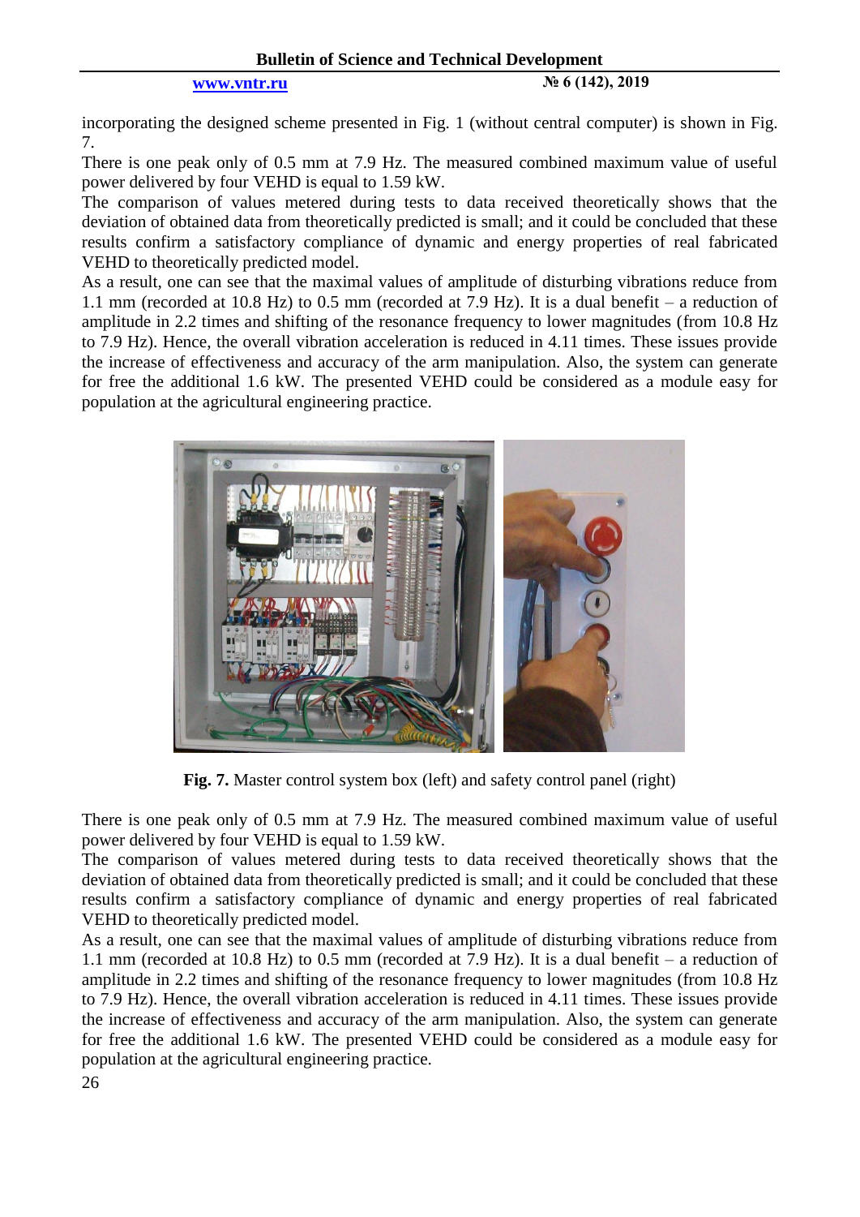incorporating the designed scheme presented in Fig. 1 (without central computer) is shown in Fig. 7.

There is one peak only of 0.5 mm at 7.9 Hz. The measured combined maximum value of useful power delivered by four VEHD is equal to 1.59 kW.

The comparison of values metered during tests to data received theoretically shows that the deviation of obtained data from theoretically predicted is small; and it could be concluded that these results confirm a satisfactory compliance of dynamic and energy properties of real fabricated VEHD to theoretically predicted model.

As a result, one can see that the maximal values of amplitude of disturbing vibrations reduce from 1.1 mm (recorded at 10.8 Hz) to 0.5 mm (recorded at 7.9 Hz). It is a dual benefit – a reduction of amplitude in 2.2 times and shifting of the resonance frequency to lower magnitudes (from 10.8 Hz to 7.9 Hz). Hence, the overall vibration acceleration is reduced in 4.11 times. These issues provide the increase of effectiveness and accuracy of the arm manipulation. Also, the system can generate for free the additional 1.6 kW. The presented VEHD could be considered as a module easy for population at the agricultural engineering practice.

**Fig. 7.** Master control system box (left) and safety control panel (right)

There is one peak only of 0.5 mm at 7.9 Hz. The measured combined maximum value of useful power delivered by four VEHD is equal to 1.59 kW.

The comparison of values metered during tests to data received theoretically shows that the deviation of obtained data from theoretically predicted is small; and it could be concluded that these results confirm a satisfactory compliance of dynamic and energy properties of real fabricated VEHD to theoretically predicted model.

As a result, one can see that the maximal values of amplitude of disturbing vibrations reduce from 1.1 mm (recorded at 10.8 Hz) to 0.5 mm (recorded at 7.9 Hz). It is a dual benefit – a reduction of amplitude in 2.2 times and shifting of the resonance frequency to lower magnitudes (from 10.8 Hz to 7.9 Hz). Hence, the overall vibration acceleration is reduced in 4.11 times. These issues provide the increase of effectiveness and accuracy of the arm manipulation. Also, the system can generate for free the additional 1.6 kW. The presented VEHD could be considered as a module easy for population at the agricultural engineering practice.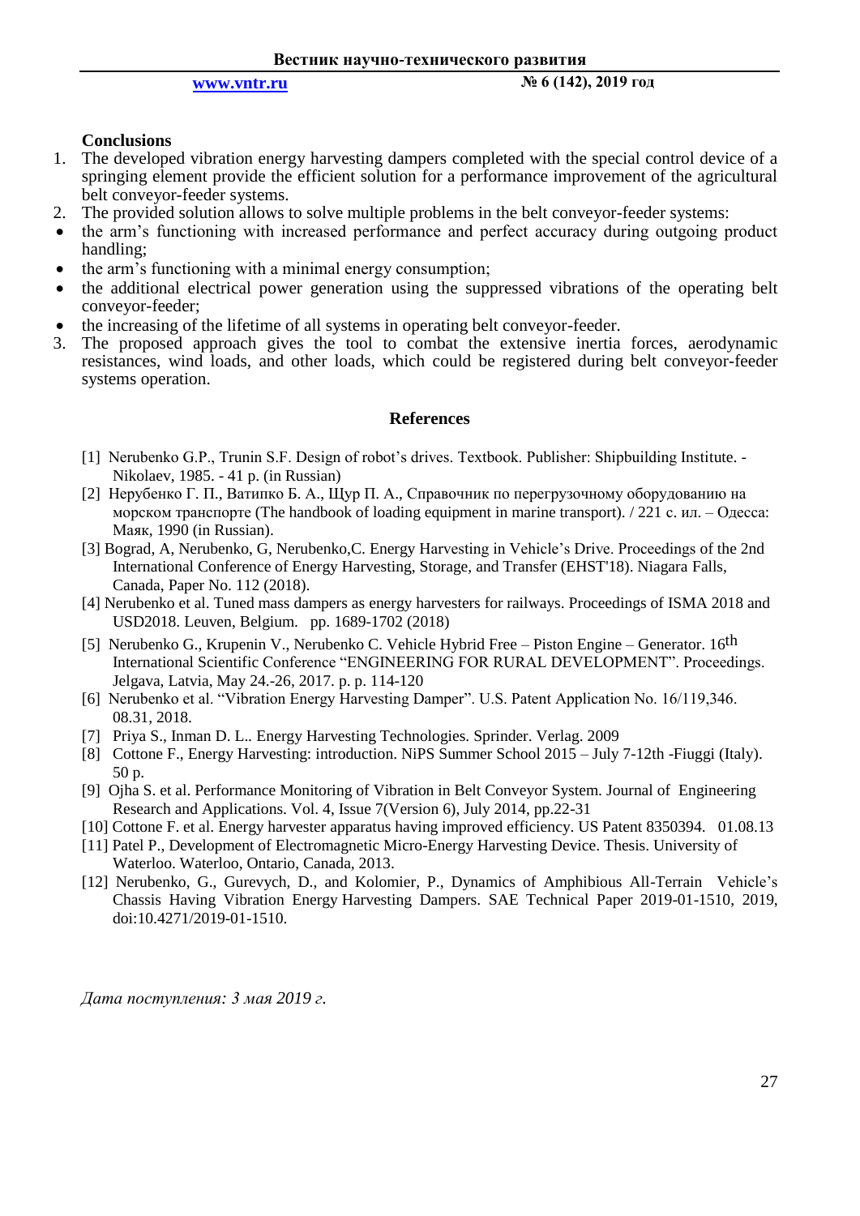**Conclusions**

1. The developed vibration energy harvesting dampers completed with the special control device of a springing element provide the efficient solution for a performance improvement of the agricultural belt conveyor-feeder systems.
2. The provided solution allows to solve multiple problems in the belt conveyor-feeder systems:
   - the arm's functioning with increased performance and perfect accuracy during outgoing product handling;
   - the arm's functioning with a minimal energy consumption;
   - the additional electrical power generation using the suppressed vibrations of the operating belt conveyor-feeder;
   - the increasing of the lifetime of all systems in operating belt conveyor-feeder.
3. The proposed approach gives the tool to combat the extensive inertia forces, aerodynamic resistances, wind loads, and other loads, which could be registered during belt conveyor-feeder systems operation.

## References

[1] Nerubenko G.P., Trunin S.F. Design of robot's drives. Textbook. Publisher: Shipbuilding Institute. - Nikolaev, 1985. - 41 p. (in Russian)

[2] Нерубенко Г. П., Ватипко Б. А., Щур П. А., Справочник по перегрузочному оборудованию на морском транспорте (The handbook of loading equipment in marine transport). / 221 с. ил. – Одесса: Маяк, 1990 (in Russian).

[3] Bograd, A, Nerubenko, G, Nerubenko,C. Energy Harvesting in Vehicle's Drive. Proceedings of the 2nd International Conference of Energy Harvesting, Storage, and Transfer (EHST'18). Niagara Falls, Canada, Paper No. 112 (2018).

[4] Nerubenko et al. Tuned mass dampers as energy harvesters for railways. Proceedings of ISMA 2018 and USD2018. Leuven, Belgium. pp. 1689-1702 (2018)

[5] Nerubenko G., Krupenin V., Nerubenko C. Vehicle Hybrid Free – Piston Engine – Generator. 16th International Scientific Conference "ENGINEERING FOR RURAL DEVELOPMENT". Proceedings. Jelgava, Latvia, May 24.-26, 2017. p. p. 114-120

[6] Nerubenko et al. "Vibration Energy Harvesting Damper". U.S. Patent Application No. 16/119,346. 08.31, 2018.

[7] Priya S., Inman D. L.. Energy Harvesting Technologies. Sprinder. Verlag. 2009

[8] Cottone F., Energy Harvesting: introduction. NiPS Summer School 2015 – July 7-12th -Fiuggi (Italy). 50 p.

[9] Ojha S. et al. Performance Monitoring of Vibration in Belt Conveyor System. Journal of Engineering Research and Applications. Vol. 4, Issue 7(Version 6), July 2014, pp.22-31

[10] Cottone F. et al. Energy harvester apparatus having improved efficiency. US Patent 8350394. 01.08.13

[11] Patel P., Development of Electromagnetic Micro-Energy Harvesting Device. Thesis. University of Waterloo. Waterloo, Ontario, Canada, 2013.

[12] Nerubenko, G., Gurevych, D., and Kolomier, P., Dynamics of Amphibious All-Terrain Vehicle's Chassis Having Vibration Energy Harvesting Dampers. SAE Technical Paper 2019-01-1510, 2019, doi:10.4271/2019-01-1510.

*Дата поступления: 3 мая 2019 г.*